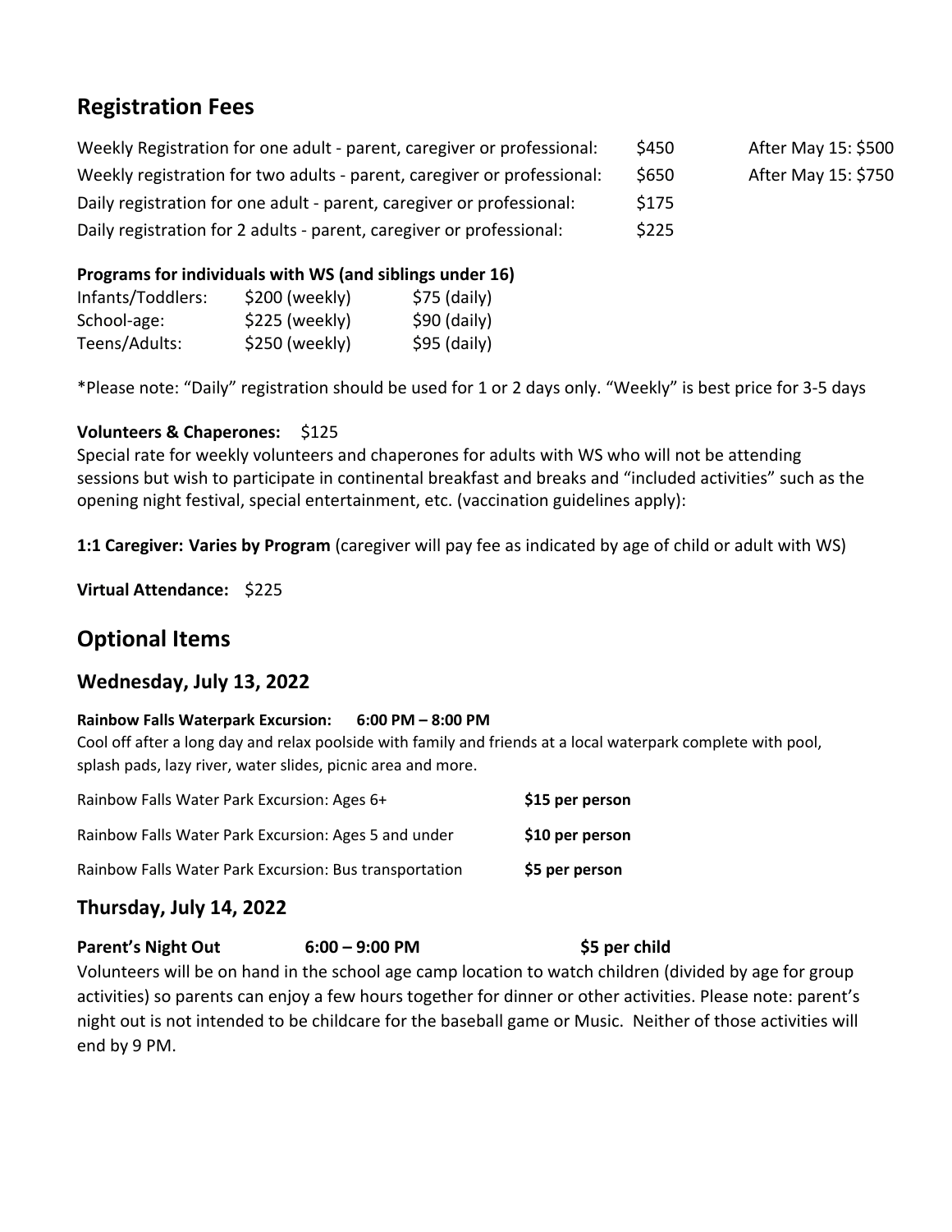## Registration Fees

| | | |
|---|---|---|
| Weekly Registration for one adult - parent, caregiver or professional: | $450 | After May 15: $500 |
| Weekly registration for two adults - parent, caregiver or professional: | $650 | After May 15: $750 |
| Daily registration for one adult - parent, caregiver or professional: | $175 | |
| Daily registration for 2 adults - parent, caregiver or professional: | $225 | |

**Programs for individuals with WS (and siblings under 16)**

| | | |
|---|---|---|
| Infants/Toddlers: | $200 (weekly) | $75 (daily) |
| School-age: | $225 (weekly) | $90 (daily) |
| Teens/Adults: | $250 (weekly) | $95 (daily) |

*Please note: "Daily" registration should be used for 1 or 2 days only. "Weekly" is best price for 3-5 days

**Volunteers & Chaperones:** $125
Special rate for weekly volunteers and chaperones for adults with WS who will not be attending sessions but wish to participate in continental breakfast and breaks and "included activities" such as the opening night festival, special entertainment, etc. (vaccination guidelines apply):

**1:1 Caregiver: Varies by Program** (caregiver will pay fee as indicated by age of child or adult with WS)

**Virtual Attendance:** $225

## Optional Items

### Wednesday, July 13, 2022

**Rainbow Falls Waterpark Excursion: 6:00 PM – 8:00 PM**
Cool off after a long day and relax poolside with family and friends at a local waterpark complete with pool, splash pads, lazy river, water slides, picnic area and more.

| | |
|---|---|
| Rainbow Falls Water Park Excursion: Ages 6+ | **$15 per person** |
| Rainbow Falls Water Park Excursion: Ages 5 and under | **$10 per person** |
| Rainbow Falls Water Park Excursion: Bus transportation | **$5 per person** |

### Thursday, July 14, 2022

**Parent's Night Out 6:00 – 9:00 PM $5 per child**
Volunteers will be on hand in the school age camp location to watch children (divided by age for group activities) so parents can enjoy a few hours together for dinner or other activities. Please note: parent's night out is not intended to be childcare for the baseball game or Music. Neither of those activities will end by 9 PM.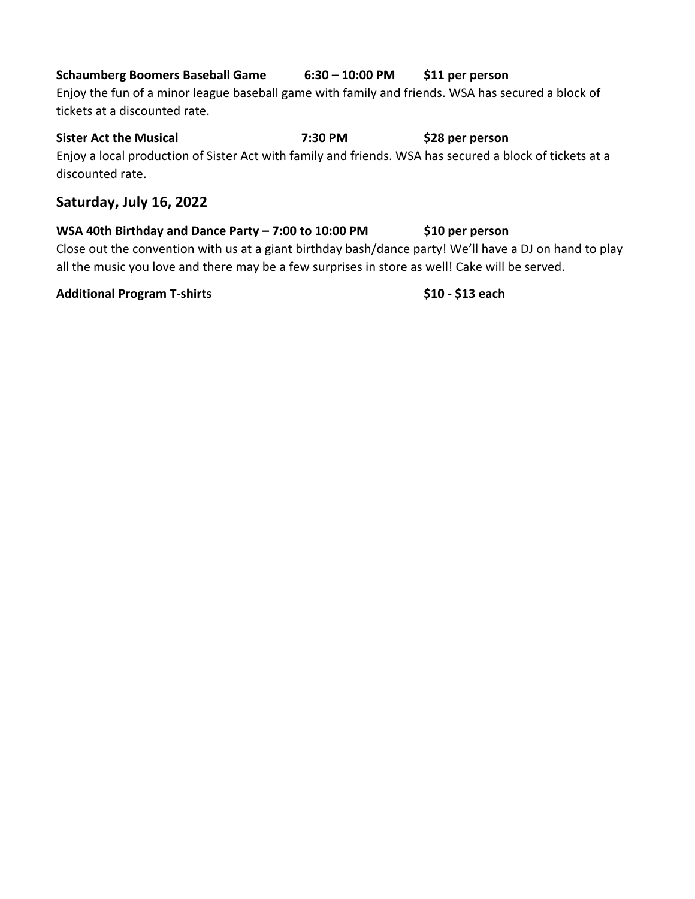**Schaumberg Boomers Baseball Game 6:30 – 10:00 PM $11 per person**

Enjoy the fun of a minor league baseball game with family and friends. WSA has secured a block of tickets at a discounted rate.

**Sister Act the Musical 7:30 PM $28 per person**

Enjoy a local production of Sister Act with family and friends. WSA has secured a block of tickets at a discounted rate.

## Saturday, July 16, 2022

**WSA 40th Birthday and Dance Party – 7:00 to 10:00 PM $10 per person**

Close out the convention with us at a giant birthday bash/dance party! We'll have a DJ on hand to play all the music you love and there may be a few surprises in store as well! Cake will be served.

**Additional Program T-shirts $10 - $13 each**